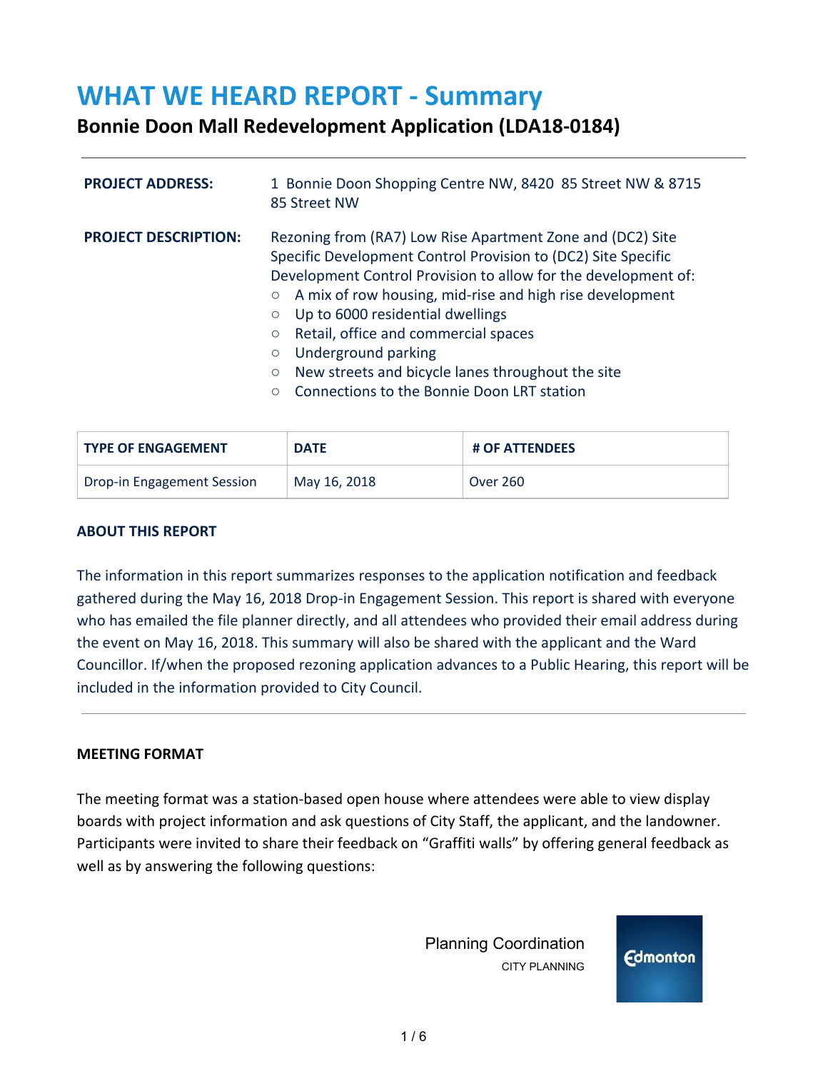# WHAT WE HEARD REPORT - Summary

## Bonnie Doon Mall Redevelopment Application (LDA18-0184)

**PROJECT ADDRESS:** 1 Bonnie Doon Shopping Centre NW, 8420 85 Street NW & 8715 85 Street NW

**PROJECT DESCRIPTION:** Rezoning from (RA7) Low Rise Apartment Zone and (DC2) Site Specific Development Control Provision to (DC2) Site Specific Development Control Provision to allow for the development of:

- A mix of row housing, mid-rise and high rise development
- Up to 6000 residential dwellings
- Retail, office and commercial spaces
- Underground parking
- New streets and bicycle lanes throughout the site
- Connections to the Bonnie Doon LRT station

| TYPE OF ENGAGEMENT | DATE | # OF ATTENDEES |
|---|---|---|
| Drop-in Engagement Session | May 16, 2018 | Over 260 |

**ABOUT THIS REPORT**

The information in this report summarizes responses to the application notification and feedback gathered during the May 16, 2018 Drop-in Engagement Session. This report is shared with everyone who has emailed the file planner directly, and all attendees who provided their email address during the event on May 16, 2018. This summary will also be shared with the applicant and the Ward Councillor. If/when the proposed rezoning application advances to a Public Hearing, this report will be included in the information provided to City Council.

**MEETING FORMAT**

The meeting format was a station-based open house where attendees were able to view display boards with project information and ask questions of City Staff, the applicant, and the landowner. Participants were invited to share their feedback on "Graffiti walls" by offering general feedback as well as by answering the following questions:

Planning Coordination
CITY PLANNING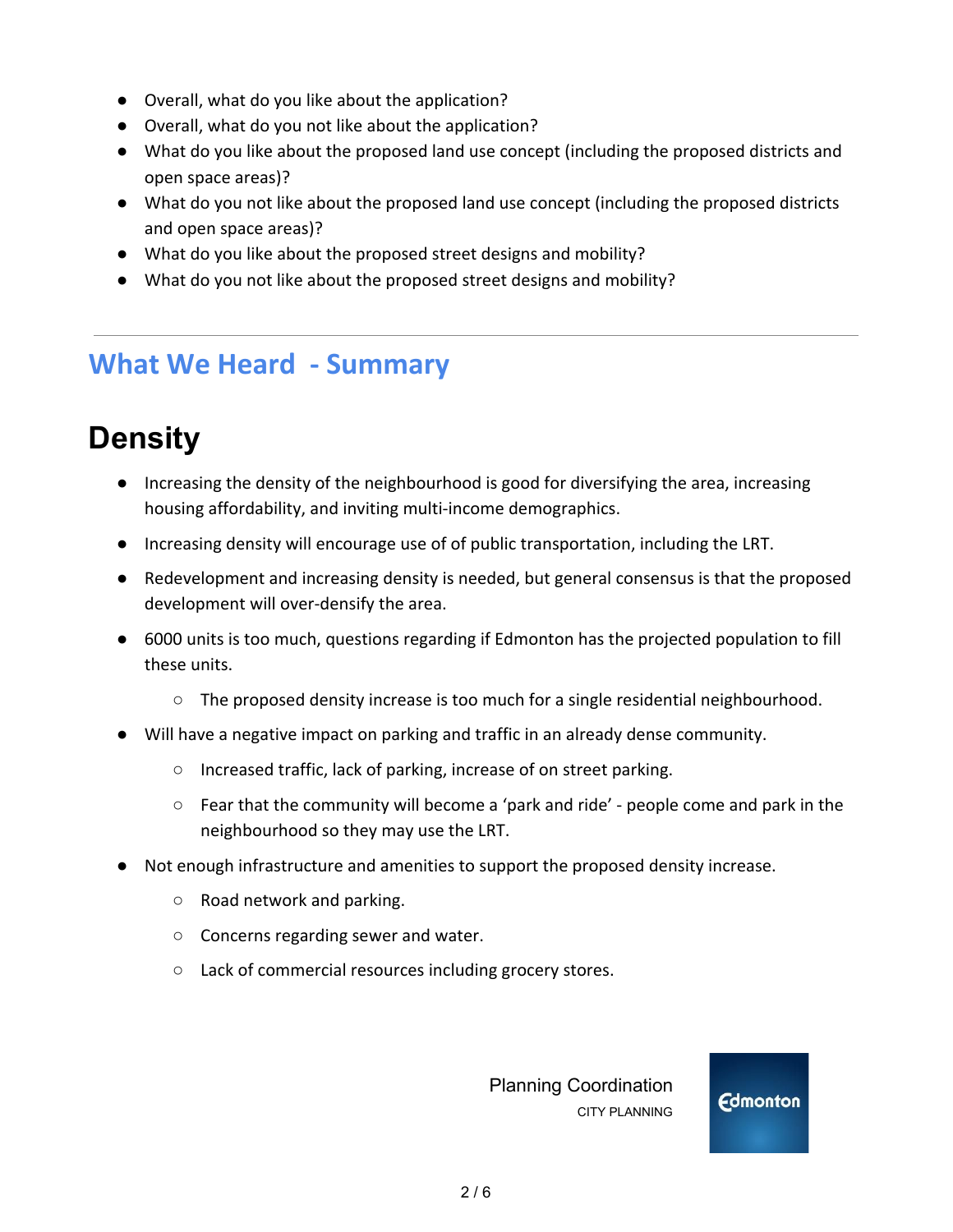- Overall, what do you like about the application?
- Overall, what do you not like about the application?
- What do you like about the proposed land use concept (including the proposed districts and open space areas)?
- What do you not like about the proposed land use concept (including the proposed districts and open space areas)?
- What do you like about the proposed street designs and mobility?
- What do you not like about the proposed street designs and mobility?

---

## What We Heard - Summary

# Density

- Increasing the density of the neighbourhood is good for diversifying the area, increasing housing affordability, and inviting multi-income demographics.
- Increasing density will encourage use of of public transportation, including the LRT.
- Redevelopment and increasing density is needed, but general consensus is that the proposed development will over-densify the area.
- 6000 units is too much, questions regarding if Edmonton has the projected population to fill these units.
  - The proposed density increase is too much for a single residential neighbourhood.
- Will have a negative impact on parking and traffic in an already dense community.
  - Increased traffic, lack of parking, increase of on street parking.
  - Fear that the community will become a 'park and ride' - people come and park in the neighbourhood so they may use the LRT.
- Not enough infrastructure and amenities to support the proposed density increase.
  - Road network and parking.
  - Concerns regarding sewer and water.
  - Lack of commercial resources including grocery stores.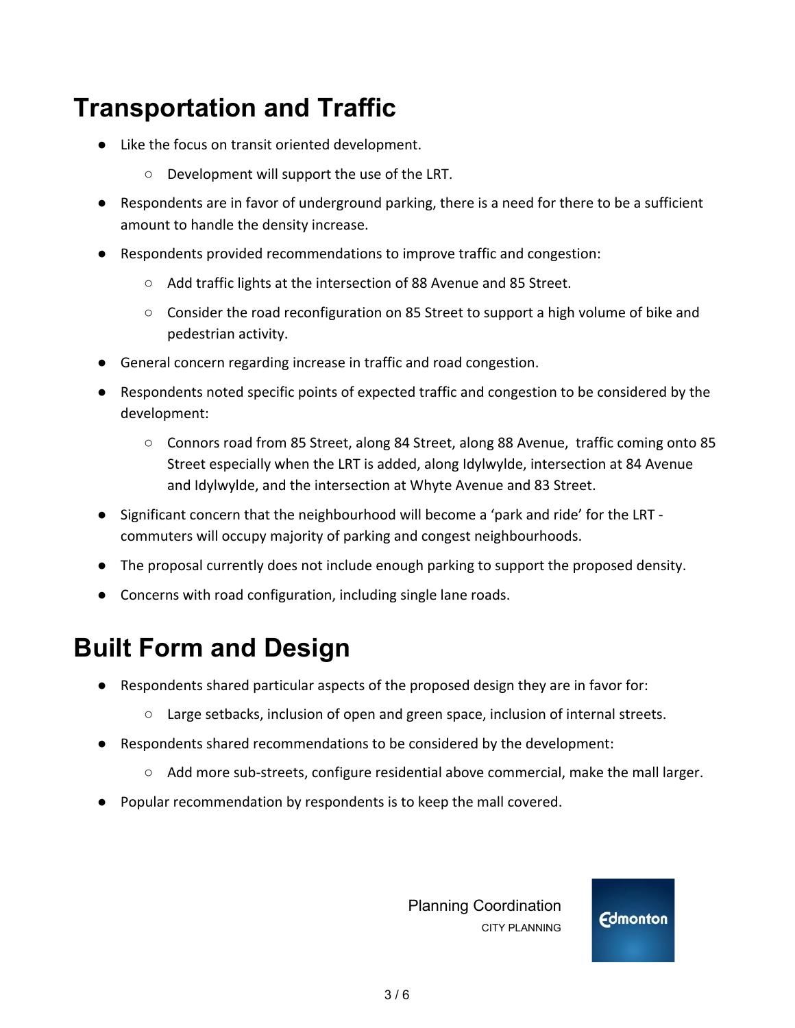## Transportation and Traffic

- Like the focus on transit oriented development.
  - Development will support the use of the LRT.
- Respondents are in favor of underground parking, there is a need for there to be a sufficient amount to handle the density increase.
- Respondents provided recommendations to improve traffic and congestion:
  - Add traffic lights at the intersection of 88 Avenue and 85 Street.
  - Consider the road reconfiguration on 85 Street to support a high volume of bike and pedestrian activity.
- General concern regarding increase in traffic and road congestion.
- Respondents noted specific points of expected traffic and congestion to be considered by the development:
  - Connors road from 85 Street, along 84 Street, along 88 Avenue, traffic coming onto 85 Street especially when the LRT is added, along Idylwylde, intersection at 84 Avenue and Idylwylde, and the intersection at Whyte Avenue and 83 Street.
- Significant concern that the neighbourhood will become a 'park and ride' for the LRT - commuters will occupy majority of parking and congest neighbourhoods.
- The proposal currently does not include enough parking to support the proposed density.
- Concerns with road configuration, including single lane roads.

## Built Form and Design

- Respondents shared particular aspects of the proposed design they are in favor for:
  - Large setbacks, inclusion of open and green space, inclusion of internal streets.
- Respondents shared recommendations to be considered by the development:
  - Add more sub-streets, configure residential above commercial, make the mall larger.
- Popular recommendation by respondents is to keep the mall covered.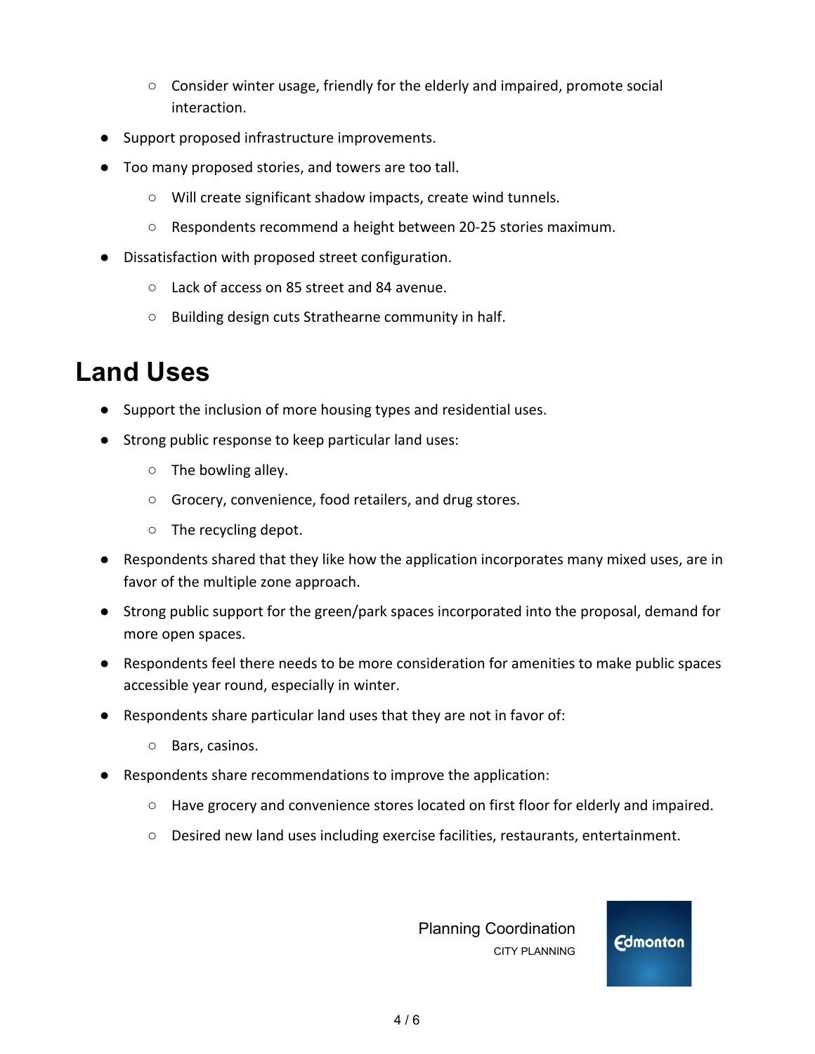- Consider winter usage, friendly for the elderly and impaired, promote social interaction.
- Support proposed infrastructure improvements.
- Too many proposed stories, and towers are too tall.
    - Will create significant shadow impacts, create wind tunnels.
    - Respondents recommend a height between 20-25 stories maximum.
- Dissatisfaction with proposed street configuration.
    - Lack of access on 85 street and 84 avenue.
    - Building design cuts Strathearne community in half.

# Land Uses

- Support the inclusion of more housing types and residential uses.
- Strong public response to keep particular land uses:
    - The bowling alley.
    - Grocery, convenience, food retailers, and drug stores.
    - The recycling depot.
- Respondents shared that they like how the application incorporates many mixed uses, are in favor of the multiple zone approach.
- Strong public support for the green/park spaces incorporated into the proposal, demand for more open spaces.
- Respondents feel there needs to be more consideration for amenities to make public spaces accessible year round, especially in winter.
- Respondents share particular land uses that they are not in favor of:
    - Bars, casinos.
- Respondents share recommendations to improve the application:
    - Have grocery and convenience stores located on first floor for elderly and impaired.
    - Desired new land uses including exercise facilities, restaurants, entertainment.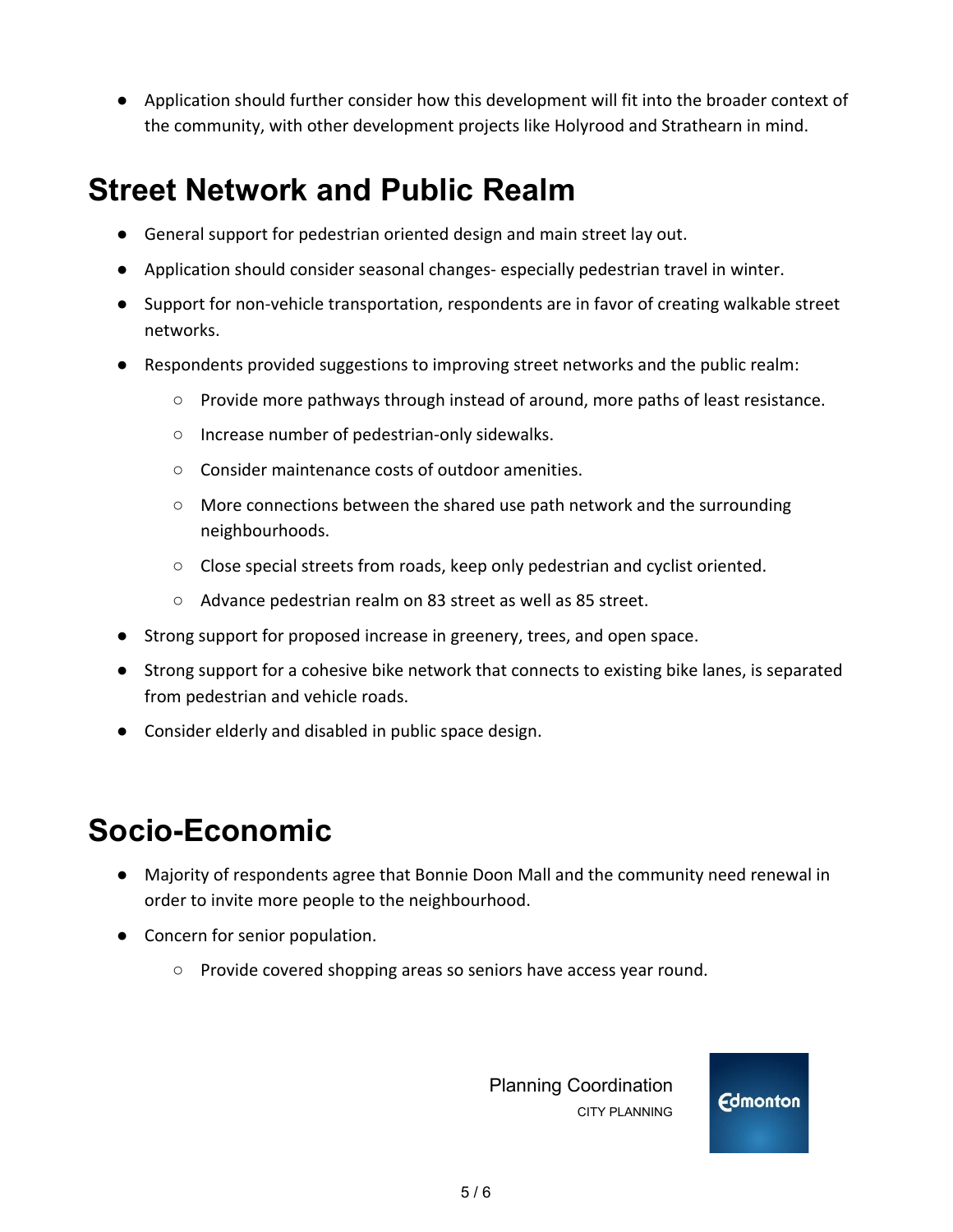- Application should further consider how this development will fit into the broader context of the community, with other development projects like Holyrood and Strathearn in mind.

## Street Network and Public Realm

- General support for pedestrian oriented design and main street lay out.
- Application should consider seasonal changes- especially pedestrian travel in winter.
- Support for non-vehicle transportation, respondents are in favor of creating walkable street networks.
- Respondents provided suggestions to improving street networks and the public realm:
  - Provide more pathways through instead of around, more paths of least resistance.
  - Increase number of pedestrian-only sidewalks.
  - Consider maintenance costs of outdoor amenities.
  - More connections between the shared use path network and the surrounding neighbourhoods.
  - Close special streets from roads, keep only pedestrian and cyclist oriented.
  - Advance pedestrian realm on 83 street as well as 85 street.
- Strong support for proposed increase in greenery, trees, and open space.
- Strong support for a cohesive bike network that connects to existing bike lanes, is separated from pedestrian and vehicle roads.
- Consider elderly and disabled in public space design.

## Socio-Economic

- Majority of respondents agree that Bonnie Doon Mall and the community need renewal in order to invite more people to the neighbourhood.
- Concern for senior population.
  - Provide covered shopping areas so seniors have access year round.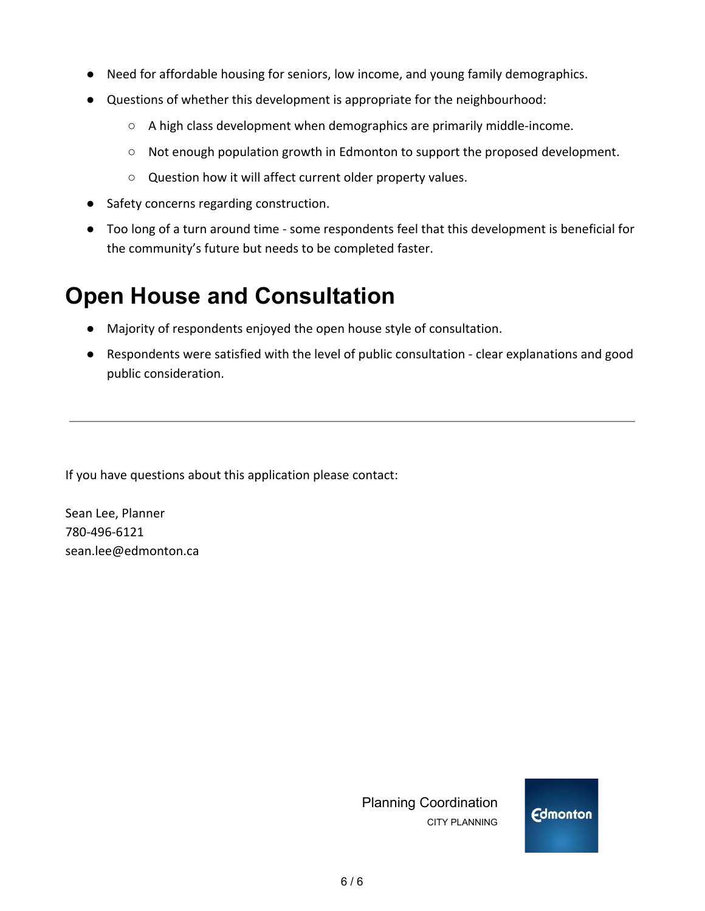- Need for affordable housing for seniors, low income, and young family demographics.
- Questions of whether this development is appropriate for the neighbourhood:
  - A high class development when demographics are primarily middle-income.
  - Not enough population growth in Edmonton to support the proposed development.
  - Question how it will affect current older property values.
- Safety concerns regarding construction.
- Too long of a turn around time - some respondents feel that this development is beneficial for the community's future but needs to be completed faster.

# Open House and Consultation

- Majority of respondents enjoyed the open house style of consultation.
- Respondents were satisfied with the level of public consultation - clear explanations and good public consideration.

---

If you have questions about this application please contact:

Sean Lee, Planner
780-496-6121
sean.lee@edmonton.ca

Planning Coordination
CITY PLANNING

Edmonton